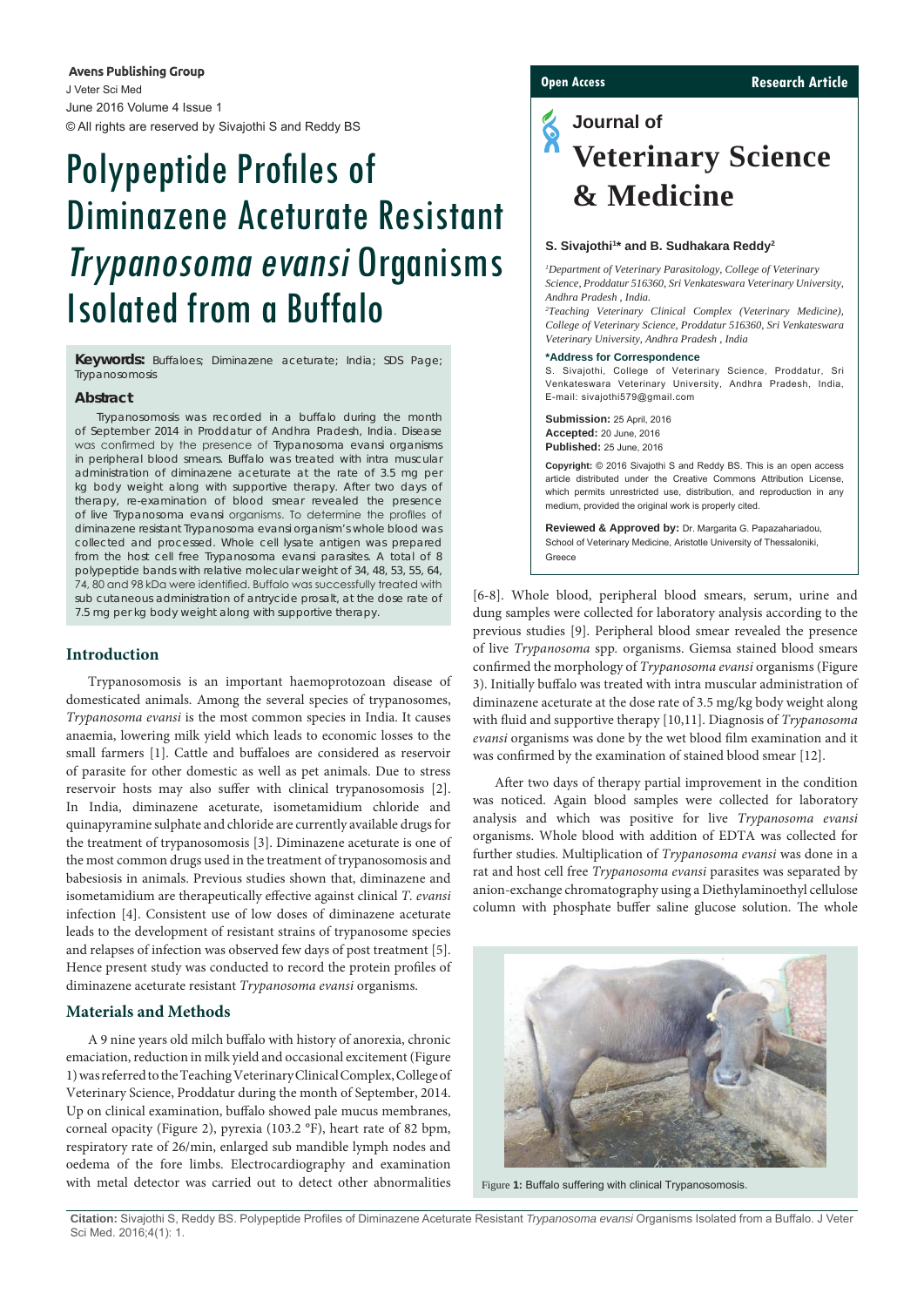# Polypeptide Profiles of Diminazene Aceturate Resistant *Trypanosoma evansi* Organisms Isolated from a Buffalo

**Open Access** | **Research Article**

## Journal of Veterinary Science & Medicine

**S. Sivajothi[1]\* and B. Sudhakara Reddy[2]**

*[1]Department of Veterinary Parasitology, College of Veterinary Science, Proddatur 516360, Sri Venkateswara Veterinary University, Andhra Pradesh , India.*

*[2]Teaching Veterinary Clinical Complex (Veterinary Medicine), College of Veterinary Science, Proddatur 516360, Sri Venkateswara Veterinary University, Andhra Pradesh , India*

**\*Address for Correspondence**

S. Sivajothi, College of Veterinary Science, Proddatur, Sri Venkateswara Veterinary University, Andhra Pradesh, India, E-mail: sivajothi579@gmail.com

**Submission:** 25 April, 2016
**Accepted:** 20 June, 2016
**Published:** 25 June, 2016

**Copyright:** © 2016 Sivajothi S and Reddy BS. This is an open access article distributed under the Creative Commons Attribution License, which permits unrestricted use, distribution, and reproduction in any medium, provided the original work is properly cited.

**Reviewed & Approved by:** Dr. Margarita G. Papazahariadou, School of Veterinary Medicine, Aristotle University of Thessaloniki, Greece

**Keywords:** Buffaloes; Diminazene aceturate; India; SDS Page; Trypanosomosis

### Abstract

Trypanosomosis was recorded in a buffalo during the month of September 2014 in Proddatur of Andhra Pradesh, India. Disease was confirmed by the presence of Trypanosoma evansi organisms in peripheral blood smears. Buffalo was treated with intra muscular administration of diminazene aceturate at the rate of 3.5 mg per kg body weight along with supportive therapy. After two days of therapy, re-examination of blood smear revealed the presence of live Trypanosoma evansi organisms. To determine the profiles of diminazene resistant Trypanosoma evansi organism's whole blood was collected and processed. Whole cell lysate antigen was prepared from the host cell free Trypanosoma evansi parasites. A total of 8 polypeptide bands with relative molecular weight of 34, 48, 53, 55, 64, 74, 80 and 98 kDa were identified. Buffalo was successfully treated with sub cutaneous administration of antrycide prosalt, at the dose rate of 7.5 mg per kg body weight along with supportive therapy.

## Introduction

Trypanosomosis is an important haemoprotozoan disease of domesticated animals. Among the several species of trypanosomes, *Trypanosoma evansi* is the most common species in India. It causes anaemia, lowering milk yield which leads to economic losses to the small farmers [1]. Cattle and buffaloes are considered as reservoir of parasite for other domestic as well as pet animals. Due to stress reservoir hosts may also suffer with clinical trypanosomosis [2]. In India, diminazene aceturate, isometamidium chloride and quinapyramine sulphate and chloride are currently available drugs for the treatment of trypanosomosis [3]. Diminazene aceturate is one of the most common drugs used in the treatment of trypanosomosis and babesiosis in animals. Previous studies shown that, diminazene and isometamidium are therapeutically effective against clinical *T. evansi* infection [4]. Consistent use of low doses of diminazene aceturate leads to the development of resistant strains of trypanosome species and relapses of infection was observed few days of post treatment [5]. Hence present study was conducted to record the protein profiles of diminazene aceturate resistant *Trypanosoma evansi* organisms.

## Materials and Methods

A 9 nine years old milch buffalo with history of anorexia, chronic emaciation, reduction in milk yield and occasional excitement (Figure 1) was referred to the Teaching Veterinary Clinical Complex, College of Veterinary Science, Proddatur during the month of September, 2014. Up on clinical examination, buffalo showed pale mucus membranes, corneal opacity (Figure 2), pyrexia (103.2 °F), heart rate of 82 bpm, respiratory rate of 26/min, enlarged sub mandible lymph nodes and oedema of the fore limbs. Electrocardiography and examination with metal detector was carried out to detect other abnormalities [6-8]. Whole blood, peripheral blood smears, serum, urine and dung samples were collected for laboratory analysis according to the previous studies [9]. Peripheral blood smear revealed the presence of live *Trypanosoma* spp. organisms. Giemsa stained blood smears confirmed the morphology of *Trypanosoma evansi* organisms (Figure 3). Initially buffalo was treated with intra muscular administration of diminazene aceturate at the dose rate of 3.5 mg/kg body weight along with fluid and supportive therapy [10,11]. Diagnosis of *Trypanosoma evansi* organisms was done by the wet blood film examination and it was confirmed by the examination of stained blood smear [12].

After two days of therapy partial improvement in the condition was noticed. Again blood samples were collected for laboratory analysis and which was positive for live *Trypanosoma evansi* organisms. Whole blood with addition of EDTA was collected for further studies. Multiplication of *Trypanosoma evansi* was done in a rat and host cell free *Trypanosoma evansi* parasites was separated by anion-exchange chromatography using a Diethylaminoethyl cellulose column with phosphate buffer saline glucose solution. The whole

Figure **1:** Buffalo suffering with clinical Trypanosomosis.

**Citation:** Sivajothi S, Reddy BS. Polypeptide Profiles of Diminazene Aceturate Resistant *Trypanosoma evansi* Organisms Isolated from a Buffalo. J Veter Sci Med. 2016;4(1): 1.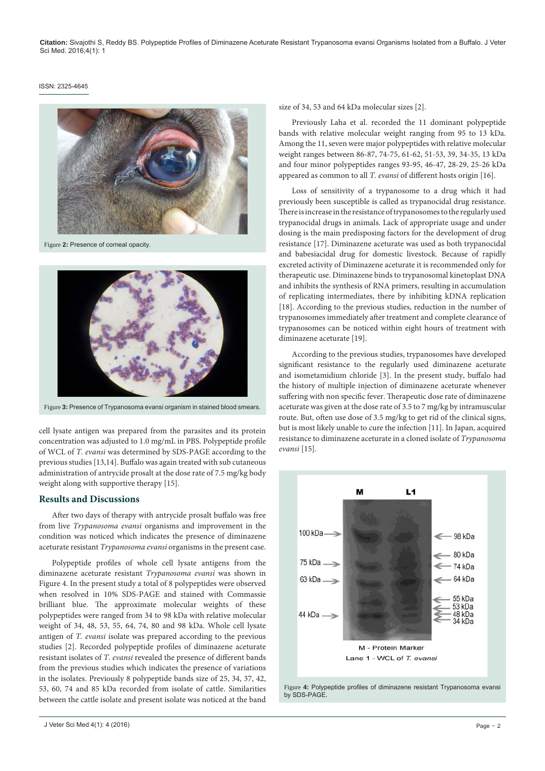Figure **2:** Presence of corneal opacity.

Figure **3:** Presence of Trypanosoma evansi organism in stained blood smears.

cell lysate antigen was prepared from the parasites and its protein concentration was adjusted to 1.0 mg/mL in PBS. Polypeptide profile of WCL of *T. evansi* was determined by SDS-PAGE according to the previous studies [13,14]. Buffalo was again treated with sub cutaneous administration of antrycide prosalt at the dose rate of 7.5 mg/kg body weight along with supportive therapy [15].

## Results and Discussions

After two days of therapy with antrycide prosalt buffalo was free from live *Trypanosoma evansi* organisms and improvement in the condition was noticed which indicates the presence of diminazene aceturate resistant *Trypanosoma evansi* organisms in the present case.

Polypeptide profiles of whole cell lysate antigens from the diminazene aceturate resistant *Trypanosoma evansi* was shown in Figure 4. In the present study a total of 8 polypeptides were observed when resolved in 10% SDS-PAGE and stained with Commassie brilliant blue. The approximate molecular weights of these polypeptides were ranged from 34 to 98 kDa with relative molecular weight of 34, 48, 53, 55, 64, 74, 80 and 98 kDa. Whole cell lysate antigen of *T. evansi* isolate was prepared according to the previous studies [2]. Recorded polypeptide profiles of diminazene aceturate resistant isolates of *T. evansi* revealed the presence of different bands from the previous studies which indicates the presence of variations in the isolates. Previously 8 polypeptide bands size of 25, 34, 37, 42, 53, 60, 74 and 85 kDa recorded from isolate of cattle. Similarities between the cattle isolate and present isolate was noticed at the band size of 34, 53 and 64 kDa molecular sizes [2].

Previously Laha et al. recorded the 11 dominant polypeptide bands with relative molecular weight ranging from 95 to 13 kDa. Among the 11, seven were major polypeptides with relative molecular weight ranges between 86-87, 74-75, 61-62, 51-53, 39, 34-35, 13 kDa and four minor polypeptides ranges 93-95, 46-47, 28-29, 25-26 kDa appeared as common to all *T. evansi* of different hosts origin [16].

Loss of sensitivity of a trypanosome to a drug which it had previously been susceptible is called as trypanocidal drug resistance. There is increase in the resistance of trypanosomes to the regularly used trypanocidal drugs in animals. Lack of appropriate usage and under dosing is the main predisposing factors for the development of drug resistance [17]. Diminazene aceturate was used as both trypanocidal and babesiacidal drug for domestic livestock. Because of rapidly excreted activity of Diminazene aceturate it is recommended only for therapeutic use. Diminazene binds to trypanosomal kinetoplast DNA and inhibits the synthesis of RNA primers, resulting in accumulation of replicating intermediates, there by inhibiting kDNA replication [18]. According to the previous studies, reduction in the number of trypanosomes immediately after treatment and complete clearance of trypanosomes can be noticed within eight hours of treatment with diminazene aceturate [19].

According to the previous studies, trypanosomes have developed significant resistance to the regularly used diminazene aceturate and isometamidium chloride [3]. In the present study, buffalo had the history of multiple injection of diminazene aceturate whenever suffering with non specific fever. Therapeutic dose rate of diminazene aceturate was given at the dose rate of 3.5 to 7 mg/kg by intramuscular route. But, often use dose of 3.5 mg/kg to get rid of the clinical signs, but is most likely unable to cure the infection [11]. In Japan, acquired resistance to diminazene aceturate in a cloned isolate of *Trypanosoma evansi* [15].

Figure **4:** Polypeptide profiles of diminazene resistant Trypanosoma evansi by SDS-PAGE.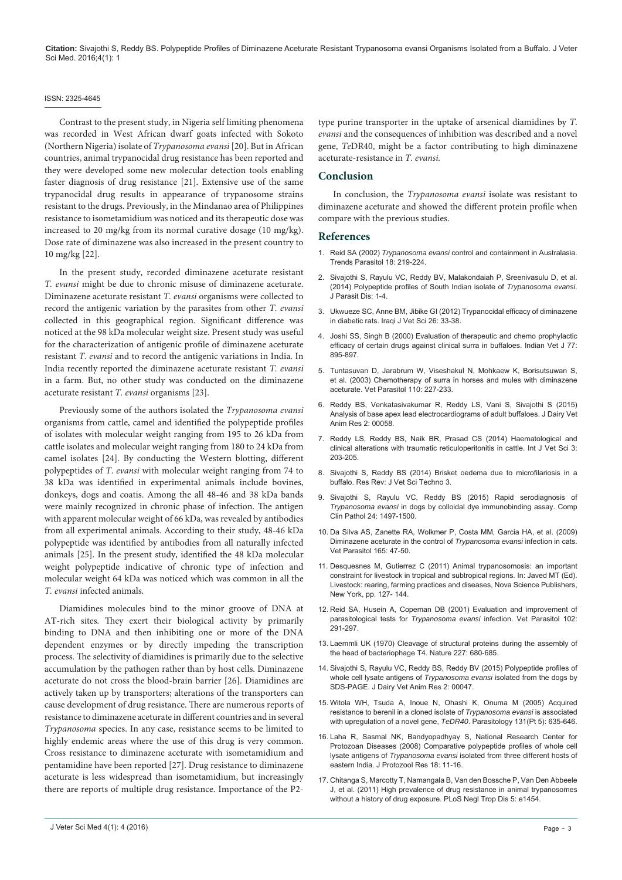Contrast to the present study, in Nigeria self limiting phenomena was recorded in West African dwarf goats infected with Sokoto (Northern Nigeria) isolate of *Trypanosoma evansi* [20]. But in African countries, animal trypanocidal drug resistance has been reported and they were developed some new molecular detection tools enabling faster diagnosis of drug resistance [21]. Extensive use of the same trypanocidal drug results in appearance of trypanosome strains resistant to the drugs. Previously, in the Mindanao area of Philippines resistance to isometamidium was noticed and its therapeutic dose was increased to 20 mg/kg from its normal curative dosage (10 mg/kg). Dose rate of diminazene was also increased in the present country to 10 mg/kg [22].

In the present study, recorded diminazene aceturate resistant *T. evansi* might be due to chronic misuse of diminazene aceturate. Diminazene aceturate resistant *T. evansi* organisms were collected to record the antigenic variation by the parasites from other *T. evansi* collected in this geographical region. Significant difference was noticed at the 98 kDa molecular weight size. Present study was useful for the characterization of antigenic profile of diminazene aceturate resistant *T. evansi* and to record the antigenic variations in India. In India recently reported the diminazene aceturate resistant *T. evansi* in a farm. But, no other study was conducted on the diminazene aceturate resistant *T. evansi* organisms [23].

Previously some of the authors isolated the *Trypanosoma evansi* organisms from cattle, camel and identified the polypeptide profiles of isolates with molecular weight ranging from 195 to 26 kDa from cattle isolates and molecular weight ranging from 180 to 24 kDa from camel isolates [24]. By conducting the Western blotting, different polypeptides of *T. evansi* with molecular weight ranging from 74 to 38 kDa was identified in experimental animals include bovines, donkeys, dogs and coatis. Among the all 48-46 and 38 kDa bands were mainly recognized in chronic phase of infection. The antigen with apparent molecular weight of 66 kDa, was revealed by antibodies from all experimental animals. According to their study, 48-46 kDa polypeptide was identified by antibodies from all naturally infected animals [25]. In the present study, identified the 48 kDa molecular weight polypeptide indicative of chronic type of infection and molecular weight 64 kDa was noticed which was common in all the *T. evansi* infected animals.

Diamidines molecules bind to the minor groove of DNA at AT-rich sites. They exert their biological activity by primarily binding to DNA and then inhibiting one or more of the DNA dependent enzymes or by directly impeding the transcription process. The selectivity of diamidines is primarily due to the selective accumulation by the pathogen rather than by host cells. Diminazene aceturate do not cross the blood-brain barrier [26]. Diamidines are actively taken up by transporters; alterations of the transporters can cause development of drug resistance. There are numerous reports of resistance to diminazene aceturate in different countries and in several *Trypanosoma* species. In any case, resistance seems to be limited to highly endemic areas where the use of this drug is very common. Cross resistance to diminazene aceturate with isometamidium and pentamidine have been reported [27]. Drug resistance to diminazene aceturate is less widespread than isometamidium, but increasingly there are reports of multiple drug resistance. Importance of the P2-type purine transporter in the uptake of arsenical diamidines by *T. evansi* and the consequences of inhibition was described and a novel gene, *Te*DR40, might be a factor contributing to high diminazene aceturate-resistance in *T. evansi.*

## Conclusion

In conclusion, the *Trypanosoma evansi* isolate was resistant to diminazene aceturate and showed the different protein profile when compare with the previous studies.

## References

1. Reid SA (2002) *Trypanosoma evansi* control and containment in Australasia. Trends Parasitol 18: 219-224.
2. Sivajothi S, Rayulu VC, Reddy BV, Malakondaiah P, Sreenivasulu D, et al. (2014) Polypeptide profiles of South Indian isolate of *Trypanosoma evansi*. J Parasit Dis: 1-4.
3. Ukwueze SC, Anne BM, Jibike GI (2012) Trypanocidal efficacy of diminazene in diabetic rats. Iraqi J Vet Sci 26: 33-38.
4. Joshi SS, Singh B (2000) Evaluation of therapeutic and chemo prophylactic efficacy of certain drugs against clinical surra in buffaloes. Indian Vet J 77: 895-897.
5. Tuntasuvan D, Jarabrum W, Viseshakul N, Mohkaew K, Borisutsuwan S, et al. (2003) Chemotherapy of surra in horses and mules with diminazene aceturate. Vet Parasitol 110: 227-233.
6. Reddy BS, Venkatasivakumar R, Reddy LS, Vani S, Sivajothi S (2015) Analysis of base apex lead electrocardiograms of adult buffaloes. J Dairy Vet Anim Res 2: 00058.
7. Reddy LS, Reddy BS, Naik BR, Prasad CS (2014) Haematological and clinical alterations with traumatic reticuloperitonitis in cattle. Int J Vet Sci 3: 203-205.
8. Sivajothi S, Reddy BS (2014) Brisket oedema due to microfilariosis in a buffalo. Res Rev: J Vet Sci Techno 3.
9. Sivajothi S, Rayulu VC, Reddy BS (2015) Rapid serodiagnosis of *Trypanosoma evansi* in dogs by colloidal dye immunobinding assay. Comp Clin Pathol 24: 1497-1500.
10. Da Silva AS, Zanette RA, Wolkmer P, Costa MM, Garcia HA, et al. (2009) Diminazene aceturate in the control of *Trypanosoma evansi* infection in cats. Vet Parasitol 165: 47-50.
11. Desquesnes M, Gutierrez C (2011) Animal trypanosomosis: an important constraint for livestock in tropical and subtropical regions. In: Javed MT (Ed). Livestock: rearing, farming practices and diseases, Nova Science Publishers, New York, pp. 127- 144.
12. Reid SA, Husein A, Copeman DB (2001) Evaluation and improvement of parasitological tests for *Trypanosoma evansi* infection. Vet Parasitol 102: 291-297.
13. Laemmli UK (1970) Cleavage of structural proteins during the assembly of the head of bacteriophage T4. Nature 227: 680-685.
14. Sivajothi S, Rayulu VC, Reddy BS, Reddy BV (2015) Polypeptide profiles of whole cell lysate antigens of *Trypanosoma evansi* isolated from the dogs by SDS-PAGE. J Dairy Vet Anim Res 2: 00047.
15. Witola WH, Tsuda A, Inoue N, Ohashi K, Onuma M (2005) Acquired resistance to berenil in a cloned isolate of *Trypanosoma evansi* is associated with upregulation of a novel gene, *TeDR40*. Parasitology 131(Pt 5): 635-646.
16. Laha R, Sasmal NK, Bandyopadhyay S, National Research Center for Protozoan Diseases (2008) Comparative polypeptide profiles of whole cell lysate antigens of *Trypanosoma evansi* isolated from three different hosts of eastern India. J Protozool Res 18: 11-16.
17. Chitanga S, Marcotty T, Namangala B, Van den Bossche P, Van Den Abbeele J, et al. (2011) High prevalence of drug resistance in animal trypanosomes without a history of drug exposure. PLoS Negl Trop Dis 5: e1454.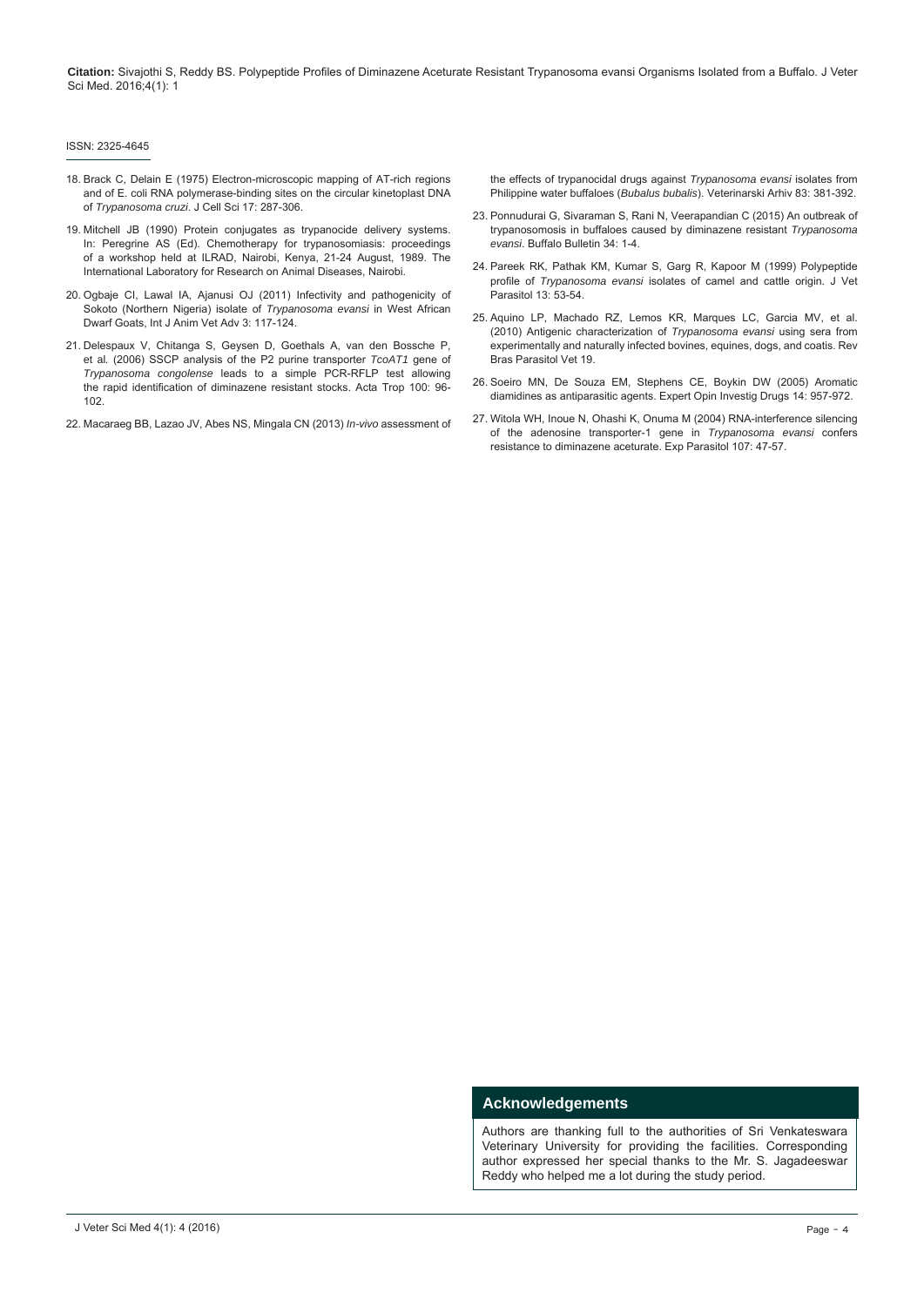18. Brack C, Delain E (1975) Electron-microscopic mapping of AT-rich regions and of E. coli RNA polymerase-binding sites on the circular kinetoplast DNA of *Trypanosoma cruzi*. J Cell Sci 17: 287-306.

19. Mitchell JB (1990) Protein conjugates as trypanocide delivery systems. In: Peregrine AS (Ed). Chemotherapy for trypanosomiasis: proceedings of a workshop held at ILRAD, Nairobi, Kenya, 21-24 August, 1989. The International Laboratory for Research on Animal Diseases, Nairobi.

20. Ogbaje CI, Lawal IA, Ajanusi OJ (2011) Infectivity and pathogenicity of Sokoto (Northern Nigeria) isolate of *Trypanosoma evansi* in West African Dwarf Goats, Int J Anim Vet Adv 3: 117-124.

21. Delespaux V, Chitanga S, Geysen D, Goethals A, van den Bossche P, et al. (2006) SSCP analysis of the P2 purine transporter *TcoAT1* gene of *Trypanosoma congolense* leads to a simple PCR-RFLP test allowing the rapid identification of diminazene resistant stocks. Acta Trop 100: 96-102.

22. Macaraeg BB, Lazao JV, Abes NS, Mingala CN (2013) *In-vivo* assessment of the effects of trypanocidal drugs against *Trypanosoma evansi* isolates from Philippine water buffaloes (*Bubalus bubalis*). Veterinarski Arhiv 83: 381-392.

23. Ponnudurai G, Sivaraman S, Rani N, Veerapandian C (2015) An outbreak of trypanosomosis in buffaloes caused by diminazene resistant *Trypanosoma evansi*. Buffalo Bulletin 34: 1-4.

24. Pareek RK, Pathak KM, Kumar S, Garg R, Kapoor M (1999) Polypeptide profile of *Trypanosoma evansi* isolates of camel and cattle origin. J Vet Parasitol 13: 53-54.

25. Aquino LP, Machado RZ, Lemos KR, Marques LC, Garcia MV, et al. (2010) Antigenic characterization of *Trypanosoma evansi* using sera from experimentally and naturally infected bovines, equines, dogs, and coatis. Rev Bras Parasitol Vet 19.

26. Soeiro MN, De Souza EM, Stephens CE, Boykin DW (2005) Aromatic diamidines as antiparasitic agents. Expert Opin Investig Drugs 14: 957-972.

27. Witola WH, Inoue N, Ohashi K, Onuma M (2004) RNA-interference silencing of the adenosine transporter-1 gene in *Trypanosoma evansi* confers resistance to diminazene aceturate. Exp Parasitol 107: 47-57.

## Acknowledgements

Authors are thanking full to the authorities of Sri Venkateswara Veterinary University for providing the facilities. Corresponding author expressed her special thanks to the Mr. S. Jagadeeswar Reddy who helped me a lot during the study period.